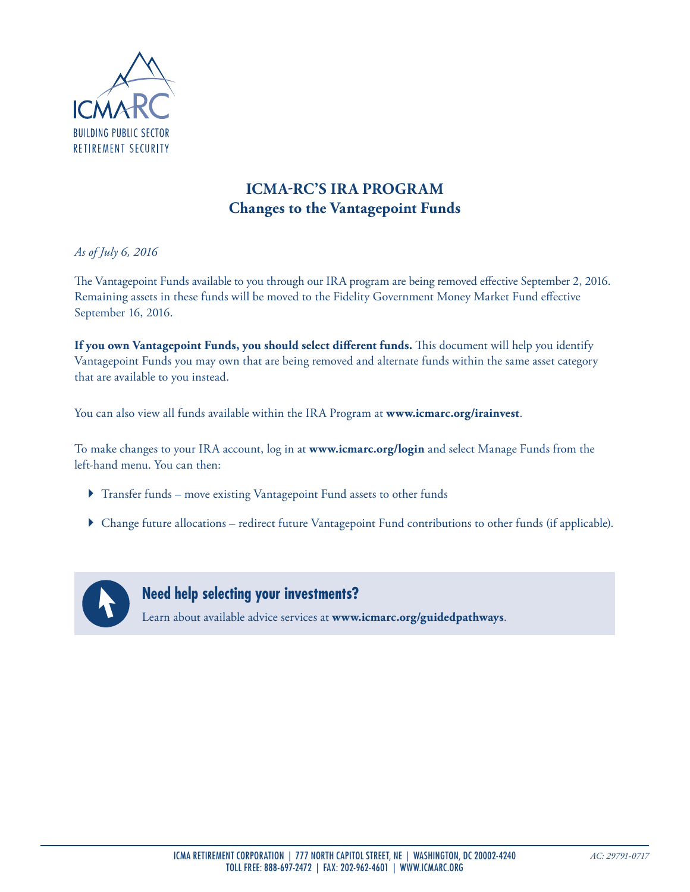ICMA-RC
BUILDING PUBLIC SECTOR
RETIREMENT SECURITY

# ICMA-RC'S IRA PROGRAM
## Changes to the Vantagepoint Funds

*As of July 6, 2016*

The Vantagepoint Funds available to you through our IRA program are being removed effective September 2, 2016. Remaining assets in these funds will be moved to the Fidelity Government Money Market Fund effective September 16, 2016.

**If you own Vantagepoint Funds, you should select different funds.** This document will help you identify Vantagepoint Funds you may own that are being removed and alternate funds within the same asset category that are available to you instead.

You can also view all funds available within the IRA Program at **www.icmarc.org/irainvest**.

To make changes to your IRA account, log in at **www.icmarc.org/login** and select Manage Funds from the left-hand menu. You can then:

- Transfer funds – move existing Vantagepoint Fund assets to other funds
- Change future allocations – redirect future Vantagepoint Fund contributions to other funds (if applicable).

### Need help selecting your investments?

Learn about available advice services at **www.icmarc.org/guidedpathways**.

ICMA RETIREMENT CORPORATION | 777 NORTH CAPITOL STREET, NE | WASHINGTON, DC 20002-4240
TOLL FREE: 888-697-2472 | FAX: 202-962-4601 | WWW.ICMARC.ORG

*AC: 29791-0717*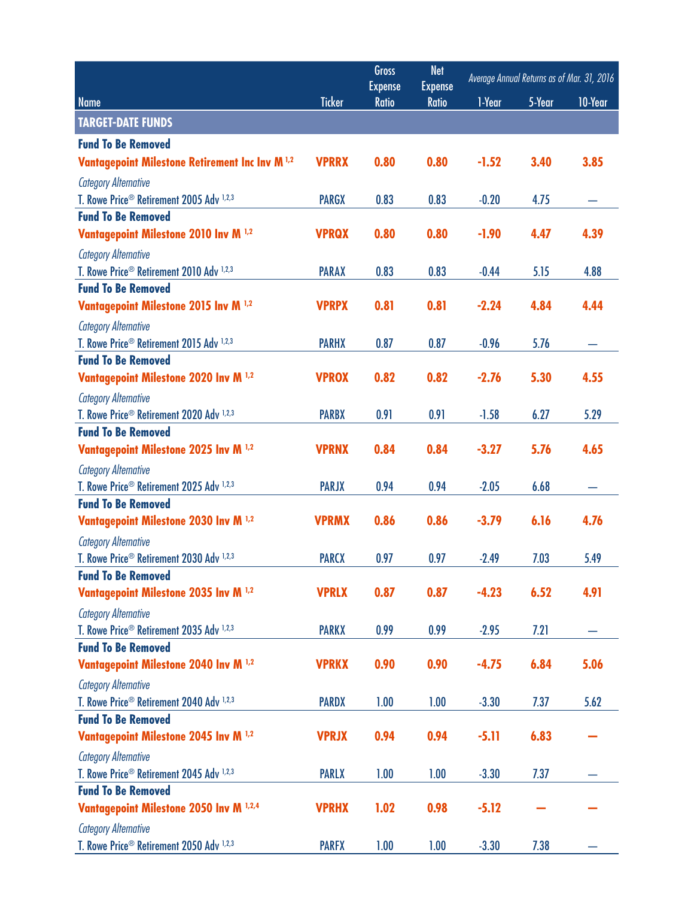| Name | Ticker | Gross Expense Ratio | Net Expense Ratio | Average Annual Returns as of Mar. 31, 2016 | | |
|---|---|---|---|---|---|---|
| | | | | 1-Year | 5-Year | 10-Year |
| **TARGET-DATE FUNDS** | | | | | | |
| **Fund To Be Removed** | | | | | | |
| **Vantagepoint Milestone Retirement Inc Inv M [1,2]** | **VPRRX** | **0.80** | **0.80** | **-1.52** | **3.40** | **3.85** |
| *Category Alternative* | | | | | | |
| T. Rowe Price® Retirement 2005 Adv [1,2,3] | PARGX | 0.83 | 0.83 | -0.20 | 4.75 | — |
| **Fund To Be Removed** | | | | | | |
| **Vantagepoint Milestone 2010 Inv M [1,2]** | **VPRQX** | **0.80** | **0.80** | **-1.90** | **4.47** | **4.39** |
| *Category Alternative* | | | | | | |
| T. Rowe Price® Retirement 2010 Adv [1,2,3] | PARAX | 0.83 | 0.83 | -0.44 | 5.15 | 4.88 |
| **Fund To Be Removed** | | | | | | |
| **Vantagepoint Milestone 2015 Inv M [1,2]** | **VPRPX** | **0.81** | **0.81** | **-2.24** | **4.84** | **4.44** |
| *Category Alternative* | | | | | | |
| T. Rowe Price® Retirement 2015 Adv [1,2,3] | PARHX | 0.87 | 0.87 | -0.96 | 5.76 | — |
| **Fund To Be Removed** | | | | | | |
| **Vantagepoint Milestone 2020 Inv M [1,2]** | **VPROX** | **0.82** | **0.82** | **-2.76** | **5.30** | **4.55** |
| *Category Alternative* | | | | | | |
| T. Rowe Price® Retirement 2020 Adv [1,2,3] | PARBX | 0.91 | 0.91 | -1.58 | 6.27 | 5.29 |
| **Fund To Be Removed** | | | | | | |
| **Vantagepoint Milestone 2025 Inv M [1,2]** | **VPRNX** | **0.84** | **0.84** | **-3.27** | **5.76** | **4.65** |
| *Category Alternative* | | | | | | |
| T. Rowe Price® Retirement 2025 Adv [1,2,3] | PARJX | 0.94 | 0.94 | -2.05 | 6.68 | — |
| **Fund To Be Removed** | | | | | | |
| **Vantagepoint Milestone 2030 Inv M [1,2]** | **VPRMX** | **0.86** | **0.86** | **-3.79** | **6.16** | **4.76** |
| *Category Alternative* | | | | | | |
| T. Rowe Price® Retirement 2030 Adv [1,2,3] | PARCX | 0.97 | 0.97 | -2.49 | 7.03 | 5.49 |
| **Fund To Be Removed** | | | | | | |
| **Vantagepoint Milestone 2035 Inv M [1,2]** | **VPRLX** | **0.87** | **0.87** | **-4.23** | **6.52** | **4.91** |
| *Category Alternative* | | | | | | |
| T. Rowe Price® Retirement 2035 Adv [1,2,3] | PARKX | 0.99 | 0.99 | -2.95 | 7.21 | — |
| **Fund To Be Removed** | | | | | | |
| **Vantagepoint Milestone 2040 Inv M [1,2]** | **VPRKX** | **0.90** | **0.90** | **-4.75** | **6.84** | **5.06** |
| *Category Alternative* | | | | | | |
| T. Rowe Price® Retirement 2040 Adv [1,2,3] | PARDX | 1.00 | 1.00 | -3.30 | 7.37 | 5.62 |
| **Fund To Be Removed** | | | | | | |
| **Vantagepoint Milestone 2045 Inv M [1,2]** | **VPRJX** | **0.94** | **0.94** | **-5.11** | **6.83** | **—** |
| *Category Alternative* | | | | | | |
| T. Rowe Price® Retirement 2045 Adv [1,2,3] | PARLX | 1.00 | 1.00 | -3.30 | 7.37 | — |
| **Fund To Be Removed** | | | | | | |
| **Vantagepoint Milestone 2050 Inv M [1,2,4]** | **VPRHX** | **1.02** | **0.98** | **-5.12** | **—** | **—** |
| *Category Alternative* | | | | | | |
| T. Rowe Price® Retirement 2050 Adv [1,2,3] | PARFX | 1.00 | 1.00 | -3.30 | 7.38 | — |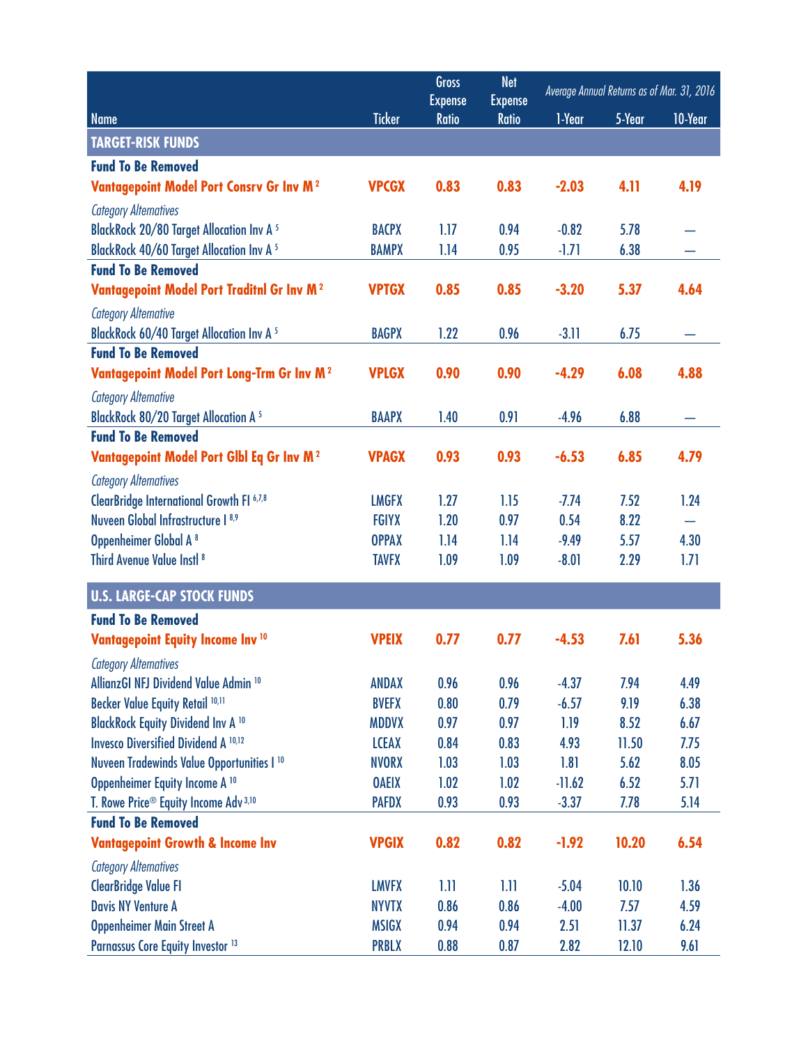| Name | Ticker | Gross Expense Ratio | Net Expense Ratio | Average Annual Returns as of Mar. 31, 2016 | | |
|---|---|---|---|---|---|---|
| | | | | 1-Year | 5-Year | 10-Year |
| **TARGET-RISK FUNDS** | | | | | | |
| **Fund To Be Removed** | | | | | | |
| **Vantagepoint Model Port Consrv Gr Inv M [2]** | **VPCGX** | **0.83** | **0.83** | **-2.03** | **4.11** | **4.19** |
| *Category Alternatives* | | | | | | |
| BlackRock 20/80 Target Allocation Inv A [5] | BACPX | 1.17 | 0.94 | -0.82 | 5.78 | — |
| BlackRock 40/60 Target Allocation Inv A [5] | BAMPX | 1.14 | 0.95 | -1.71 | 6.38 | — |
| **Fund To Be Removed** | | | | | | |
| **Vantagepoint Model Port Traditnl Gr Inv M [2]** | **VPTGX** | **0.85** | **0.85** | **-3.20** | **5.37** | **4.64** |
| *Category Alternative* | | | | | | |
| BlackRock 60/40 Target Allocation Inv A [5] | BAGPX | 1.22 | 0.96 | -3.11 | 6.75 | — |
| **Fund To Be Removed** | | | | | | |
| **Vantagepoint Model Port Long-Trm Gr Inv M [2]** | **VPLGX** | **0.90** | **0.90** | **-4.29** | **6.08** | **4.88** |
| *Category Alternative* | | | | | | |
| BlackRock 80/20 Target Allocation A [5] | BAAPX | 1.40 | 0.91 | -4.96 | 6.88 | — |
| **Fund To Be Removed** | | | | | | |
| **Vantagepoint Model Port Glbl Eq Gr Inv M [2]** | **VPAGX** | **0.93** | **0.93** | **-6.53** | **6.85** | **4.79** |
| *Category Alternatives* | | | | | | |
| ClearBridge International Growth FI [6,7,8] | LMGFX | 1.27 | 1.15 | -7.74 | 7.52 | 1.24 |
| Nuveen Global Infrastructure I [8,9] | FGIYX | 1.20 | 0.97 | 0.54 | 8.22 | — |
| Oppenheimer Global A [8] | OPPAX | 1.14 | 1.14 | -9.49 | 5.57 | 4.30 |
| Third Avenue Value Instl [8] | TAVFX | 1.09 | 1.09 | -8.01 | 2.29 | 1.71 |
| **U.S. LARGE-CAP STOCK FUNDS** | | | | | | |
| **Fund To Be Removed** | | | | | | |
| **Vantagepoint Equity Income Inv [10]** | **VPEIX** | **0.77** | **0.77** | **-4.53** | **7.61** | **5.36** |
| *Category Alternatives* | | | | | | |
| AllianzGI NFJ Dividend Value Admin [10] | ANDAX | 0.96 | 0.96 | -4.37 | 7.94 | 4.49 |
| Becker Value Equity Retail [10,11] | BVEFX | 0.80 | 0.79 | -6.57 | 9.19 | 6.38 |
| BlackRock Equity Dividend Inv A [10] | MDDVX | 0.97 | 0.97 | 1.19 | 8.52 | 6.67 |
| Invesco Diversified Dividend A [10,12] | LCEAX | 0.84 | 0.83 | 4.93 | 11.50 | 7.75 |
| Nuveen Tradewinds Value Opportunities I [10] | NVORX | 1.03 | 1.03 | 1.81 | 5.62 | 8.05 |
| Oppenheimer Equity Income A [10] | OAEIX | 1.02 | 1.02 | -11.62 | 6.52 | 5.71 |
| T. Rowe Price® Equity Income Adv [3,10] | PAFDX | 0.93 | 0.93 | -3.37 | 7.78 | 5.14 |
| **Fund To Be Removed** | | | | | | |
| **Vantagepoint Growth & Income Inv** | **VPGIX** | **0.82** | **0.82** | **-1.92** | **10.20** | **6.54** |
| *Category Alternatives* | | | | | | |
| ClearBridge Value FI | LMVFX | 1.11 | 1.11 | -5.04 | 10.10 | 1.36 |
| Davis NY Venture A | NYVTX | 0.86 | 0.86 | -4.00 | 7.57 | 4.59 |
| Oppenheimer Main Street A | MSIGX | 0.94 | 0.94 | 2.51 | 11.37 | 6.24 |
| Parnassus Core Equity Investor [13] | PRBLX | 0.88 | 0.87 | 2.82 | 12.10 | 9.61 |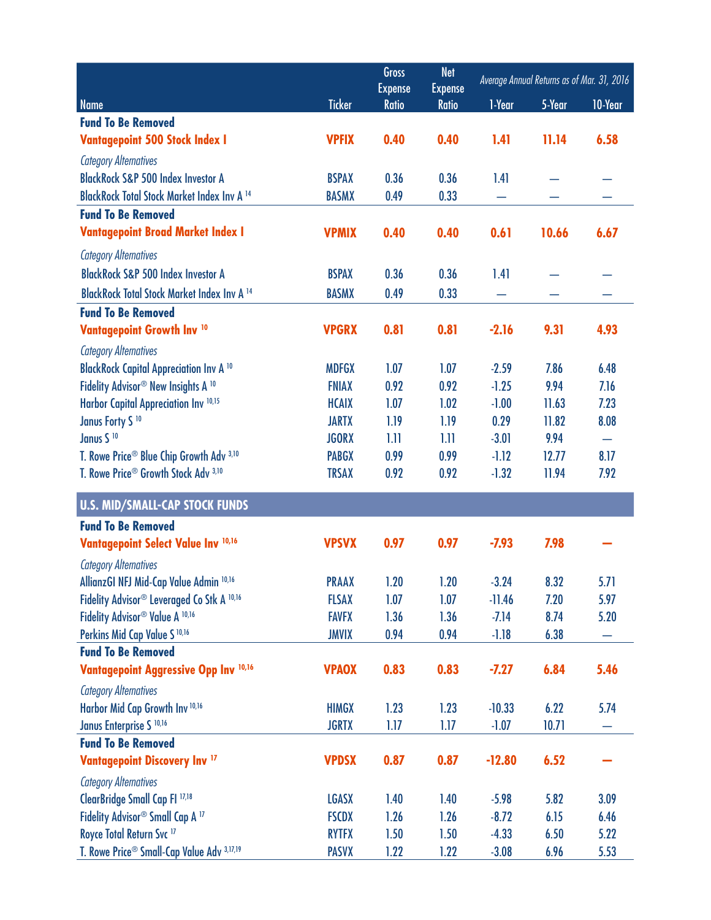| Name | Ticker | Gross Expense Ratio | Net Expense Ratio | Average Annual Returns as of Mar. 31, 2016 | | |
|---|---|---|---|---|---|---|
| | | | | 1-Year | 5-Year | 10-Year |
| **Fund To Be Removed** | | | | | | |
| **Vantagepoint 500 Stock Index I** | **VPFIX** | **0.40** | **0.40** | **1.41** | **11.14** | **6.58** |
| *Category Alternatives* | | | | | | |
| BlackRock S&P 500 Index Investor A | BSPAX | 0.36 | 0.36 | 1.41 | — | — |
| BlackRock Total Stock Market Index Inv A [14] | BASMX | 0.49 | 0.33 | — | — | — |
| **Fund To Be Removed** | | | | | | |
| **Vantagepoint Broad Market Index I** | **VPMIX** | **0.40** | **0.40** | **0.61** | **10.66** | **6.67** |
| *Category Alternatives* | | | | | | |
| BlackRock S&P 500 Index Investor A | BSPAX | 0.36 | 0.36 | 1.41 | — | — |
| BlackRock Total Stock Market Index Inv A [14] | BASMX | 0.49 | 0.33 | — | — | — |
| **Fund To Be Removed** | | | | | | |
| **Vantagepoint Growth Inv [10]** | **VPGRX** | **0.81** | **0.81** | **-2.16** | **9.31** | **4.93** |
| *Category Alternatives* | | | | | | |
| BlackRock Capital Appreciation Inv A [10] | MDFGX | 1.07 | 1.07 | -2.59 | 7.86 | 6.48 |
| Fidelity Advisor® New Insights A [10] | FNIAX | 0.92 | 0.92 | -1.25 | 9.94 | 7.16 |
| Harbor Capital Appreciation Inv [10,15] | HCAIX | 1.07 | 1.02 | -1.00 | 11.63 | 7.23 |
| Janus Forty S [10] | JARTX | 1.19 | 1.19 | 0.29 | 11.82 | 8.08 |
| Janus S [10] | JGORX | 1.11 | 1.11 | -3.01 | 9.94 | — |
| T. Rowe Price® Blue Chip Growth Adv [3,10] | PABGX | 0.99 | 0.99 | -1.12 | 12.77 | 8.17 |
| T. Rowe Price® Growth Stock Adv [3,10] | TRSAX | 0.92 | 0.92 | -1.32 | 11.94 | 7.92 |
| **U.S. MID/SMALL-CAP STOCK FUNDS** | | | | | | |
| **Fund To Be Removed** | | | | | | |
| **Vantagepoint Select Value Inv [10,16]** | **VPSVX** | **0.97** | **0.97** | **-7.93** | **7.98** | **—** |
| *Category Alternatives* | | | | | | |
| AllianzGI NFJ Mid-Cap Value Admin [10,16] | PRAAX | 1.20 | 1.20 | -3.24 | 8.32 | 5.71 |
| Fidelity Advisor® Leveraged Co Stk A [10,16] | FLSAX | 1.07 | 1.07 | -11.46 | 7.20 | 5.97 |
| Fidelity Advisor® Value A [10,16] | FAVFX | 1.36 | 1.36 | -7.14 | 8.74 | 5.20 |
| Perkins Mid Cap Value S [10,16] | JMVIX | 0.94 | 0.94 | -1.18 | 6.38 | — |
| **Fund To Be Removed** | | | | | | |
| **Vantagepoint Aggressive Opp Inv [10,16]** | **VPAOX** | **0.83** | **0.83** | **-7.27** | **6.84** | **5.46** |
| *Category Alternatives* | | | | | | |
| Harbor Mid Cap Growth Inv [10,16] | HIMGX | 1.23 | 1.23 | -10.33 | 6.22 | 5.74 |
| Janus Enterprise S [10,16] | JGRTX | 1.17 | 1.17 | -1.07 | 10.71 | — |
| **Fund To Be Removed** | | | | | | |
| **Vantagepoint Discovery Inv [17]** | **VPDSX** | **0.87** | **0.87** | **-12.80** | **6.52** | **—** |
| *Category Alternatives* | | | | | | |
| ClearBridge Small Cap FI [17,18] | LGASX | 1.40 | 1.40 | -5.98 | 5.82 | 3.09 |
| Fidelity Advisor® Small Cap A [17] | FSCDX | 1.26 | 1.26 | -8.72 | 6.15 | 6.46 |
| Royce Total Return Svc [17] | RYTFX | 1.50 | 1.50 | -4.33 | 6.50 | 5.22 |
| T. Rowe Price® Small-Cap Value Adv [3,17,19] | PASVX | 1.22 | 1.22 | -3.08 | 6.96 | 5.53 |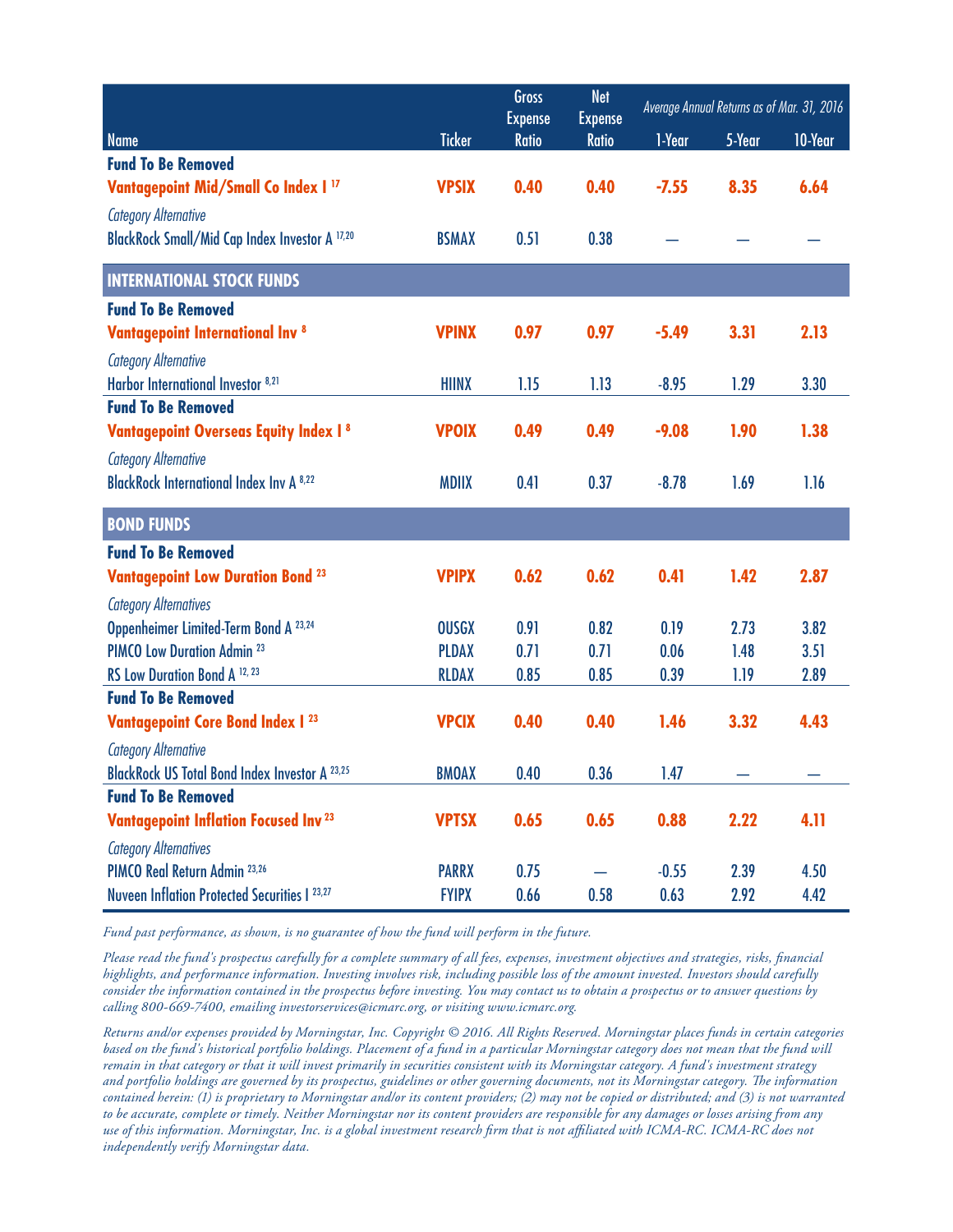| Name | Ticker | Gross Expense Ratio | Net Expense Ratio | Average Annual Returns as of Mar. 31, 2016 1-Year | 5-Year | 10-Year |
|---|---|---|---|---|---|---|
| **Fund To Be Removed** | | | | | | |
| **Vantagepoint Mid/Small Co Index I** [17] | **VPSIX** | **0.40** | **0.40** | **-7.55** | **8.35** | **6.64** |
| *Category Alternative* | | | | | | |
| BlackRock Small/Mid Cap Index Investor A [17,20] | BSMAX | 0.51 | 0.38 | — | — | — |
| **INTERNATIONAL STOCK FUNDS** | | | | | | |
| **Fund To Be Removed** | | | | | | |
| **Vantagepoint International Inv** [8] | **VPINX** | **0.97** | **0.97** | **-5.49** | **3.31** | **2.13** |
| *Category Alternative* | | | | | | |
| Harbor International Investor [8,21] | HIINX | 1.15 | 1.13 | -8.95 | 1.29 | 3.30 |
| **Fund To Be Removed** | | | | | | |
| **Vantagepoint Overseas Equity Index I** [8] | **VPOIX** | **0.49** | **0.49** | **-9.08** | **1.90** | **1.38** |
| *Category Alternative* | | | | | | |
| BlackRock International Index Inv A [8,22] | MDIIX | 0.41 | 0.37 | -8.78 | 1.69 | 1.16 |
| **BOND FUNDS** | | | | | | |
| **Fund To Be Removed** | | | | | | |
| **Vantagepoint Low Duration Bond** [23] | **VPIPX** | **0.62** | **0.62** | **0.41** | **1.42** | **2.87** |
| *Category Alternatives* | | | | | | |
| Oppenheimer Limited-Term Bond A [23,24] | OUSGX | 0.91 | 0.82 | 0.19 | 2.73 | 3.82 |
| PIMCO Low Duration Admin [23] | PLDAX | 0.71 | 0.71 | 0.06 | 1.48 | 3.51 |
| RS Low Duration Bond A [12, 23] | RLDAX | 0.85 | 0.85 | 0.39 | 1.19 | 2.89 |
| **Fund To Be Removed** | | | | | | |
| **Vantagepoint Core Bond Index I** [23] | **VPCIX** | **0.40** | **0.40** | **1.46** | **3.32** | **4.43** |
| *Category Alternative* | | | | | | |
| BlackRock US Total Bond Index Investor A [23,25] | BMOAX | 0.40 | 0.36 | 1.47 | — | — |
| **Fund To Be Removed** | | | | | | |
| **Vantagepoint Inflation Focused Inv** [23] | **VPTSX** | **0.65** | **0.65** | **0.88** | **2.22** | **4.11** |
| *Category Alternatives* | | | | | | |
| PIMCO Real Return Admin [23,26] | PARRX | 0.75 | — | -0.55 | 2.39 | 4.50 |
| Nuveen Inflation Protected Securities I [23,27] | FYIPX | 0.66 | 0.58 | 0.63 | 2.92 | 4.42 |

*Fund past performance, as shown, is no guarantee of how the fund will perform in the future.*

*Please read the fund's prospectus carefully for a complete summary of all fees, expenses, investment objectives and strategies, risks, financial highlights, and performance information. Investing involves risk, including possible loss of the amount invested. Investors should carefully consider the information contained in the prospectus before investing. You may contact us to obtain a prospectus or to answer questions by calling 800-669-7400, emailing investorservices@icmarc.org, or visiting www.icmarc.org.*

*Returns and/or expenses provided by Morningstar, Inc. Copyright © 2016. All Rights Reserved. Morningstar places funds in certain categories based on the fund's historical portfolio holdings. Placement of a fund in a particular Morningstar category does not mean that the fund will remain in that category or that it will invest primarily in securities consistent with its Morningstar category. A fund's investment strategy and portfolio holdings are governed by its prospectus, guidelines or other governing documents, not its Morningstar category. The information contained herein: (1) is proprietary to Morningstar and/or its content providers; (2) may not be copied or distributed; and (3) is not warranted to be accurate, complete or timely. Neither Morningstar nor its content providers are responsible for any damages or losses arising from any use of this information. Morningstar, Inc. is a global investment research firm that is not affiliated with ICMA-RC. ICMA-RC does not independently verify Morningstar data.*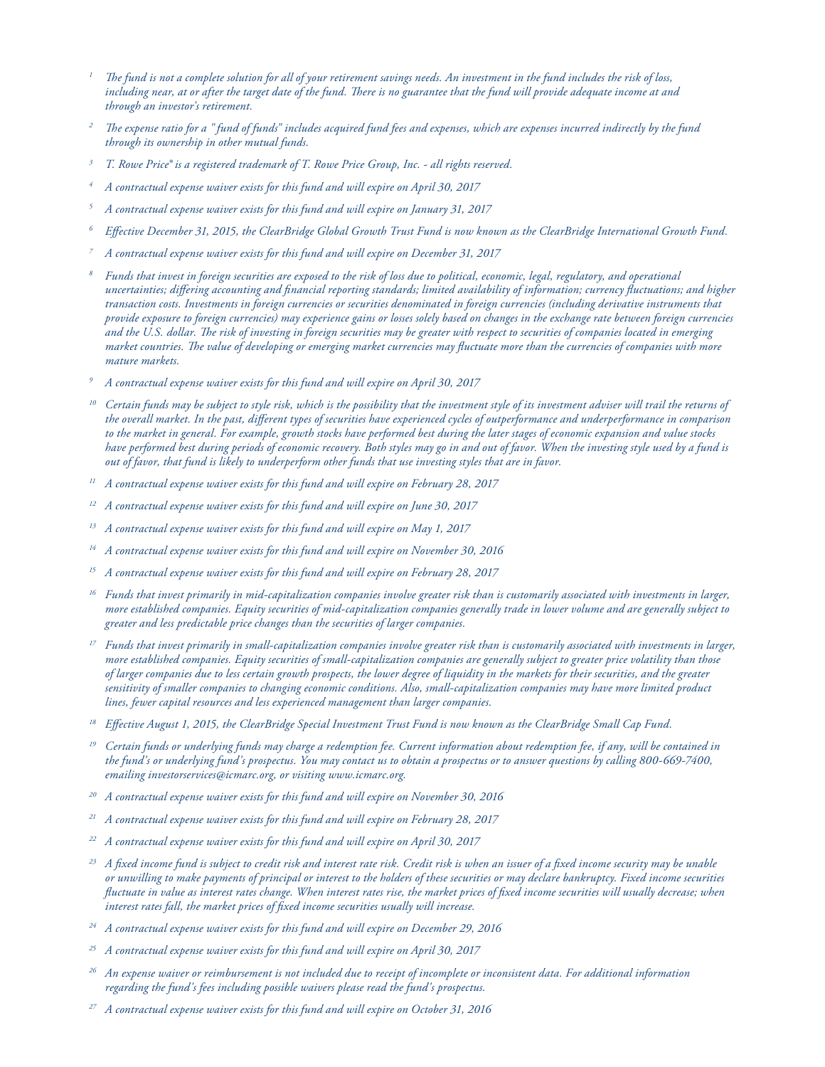[1] *The fund is not a complete solution for all of your retirement savings needs. An investment in the fund includes the risk of loss, including near, at or after the target date of the fund. There is no guarantee that the fund will provide adequate income at and through an investor's retirement.*

[2] *The expense ratio for a " fund of funds" includes acquired fund fees and expenses, which are expenses incurred indirectly by the fund through its ownership in other mutual funds.*

[3] *T. Rowe Price® is a registered trademark of T. Rowe Price Group, Inc. - all rights reserved.*

[4] *A contractual expense waiver exists for this fund and will expire on April 30, 2017*

[5] *A contractual expense waiver exists for this fund and will expire on January 31, 2017*

[6] *Effective December 31, 2015, the ClearBridge Global Growth Trust Fund is now known as the ClearBridge International Growth Fund.*

[7] *A contractual expense waiver exists for this fund and will expire on December 31, 2017*

[8] *Funds that invest in foreign securities are exposed to the risk of loss due to political, economic, legal, regulatory, and operational uncertainties; differing accounting and financial reporting standards; limited availability of information; currency fluctuations; and higher transaction costs. Investments in foreign currencies or securities denominated in foreign currencies (including derivative instruments that provide exposure to foreign currencies) may experience gains or losses solely based on changes in the exchange rate between foreign currencies and the U.S. dollar. The risk of investing in foreign securities may be greater with respect to securities of companies located in emerging market countries. The value of developing or emerging market currencies may fluctuate more than the currencies of companies with more mature markets.*

[9] *A contractual expense waiver exists for this fund and will expire on April 30, 2017*

[10] *Certain funds may be subject to style risk, which is the possibility that the investment style of its investment adviser will trail the returns of the overall market. In the past, different types of securities have experienced cycles of outperformance and underperformance in comparison to the market in general. For example, growth stocks have performed best during the later stages of economic expansion and value stocks have performed best during periods of economic recovery. Both styles may go in and out of favor. When the investing style used by a fund is out of favor, that fund is likely to underperform other funds that use investing styles that are in favor.*

[11] *A contractual expense waiver exists for this fund and will expire on February 28, 2017*

[12] *A contractual expense waiver exists for this fund and will expire on June 30, 2017*

[13] *A contractual expense waiver exists for this fund and will expire on May 1, 2017*

[14] *A contractual expense waiver exists for this fund and will expire on November 30, 2016*

[15] *A contractual expense waiver exists for this fund and will expire on February 28, 2017*

[16] *Funds that invest primarily in mid-capitalization companies involve greater risk than is customarily associated with investments in larger, more established companies. Equity securities of mid-capitalization companies generally trade in lower volume and are generally subject to greater and less predictable price changes than the securities of larger companies.*

[17] *Funds that invest primarily in small-capitalization companies involve greater risk than is customarily associated with investments in larger, more established companies. Equity securities of small-capitalization companies are generally subject to greater price volatility than those of larger companies due to less certain growth prospects, the lower degree of liquidity in the markets for their securities, and the greater sensitivity of smaller companies to changing economic conditions. Also, small-capitalization companies may have more limited product lines, fewer capital resources and less experienced management than larger companies.*

[18] *Effective August 1, 2015, the ClearBridge Special Investment Trust Fund is now known as the ClearBridge Small Cap Fund.*

[19] *Certain funds or underlying funds may charge a redemption fee. Current information about redemption fee, if any, will be contained in the fund's or underlying fund's prospectus. You may contact us to obtain a prospectus or to answer questions by calling 800-669-7400, emailing investorservices@icmarc.org, or visiting www.icmarc.org.*

[20] *A contractual expense waiver exists for this fund and will expire on November 30, 2016*

[21] *A contractual expense waiver exists for this fund and will expire on February 28, 2017*

[22] *A contractual expense waiver exists for this fund and will expire on April 30, 2017*

[23] *A fixed income fund is subject to credit risk and interest rate risk. Credit risk is when an issuer of a fixed income security may be unable or unwilling to make payments of principal or interest to the holders of these securities or may declare bankruptcy. Fixed income securities fluctuate in value as interest rates change. When interest rates rise, the market prices of fixed income securities will usually decrease; when interest rates fall, the market prices of fixed income securities usually will increase.*

[24] *A contractual expense waiver exists for this fund and will expire on December 29, 2016*

[25] *A contractual expense waiver exists for this fund and will expire on April 30, 2017*

[26] *An expense waiver or reimbursement is not included due to receipt of incomplete or inconsistent data. For additional information regarding the fund's fees including possible waivers please read the fund's prospectus.*

[27] *A contractual expense waiver exists for this fund and will expire on October 31, 2016*